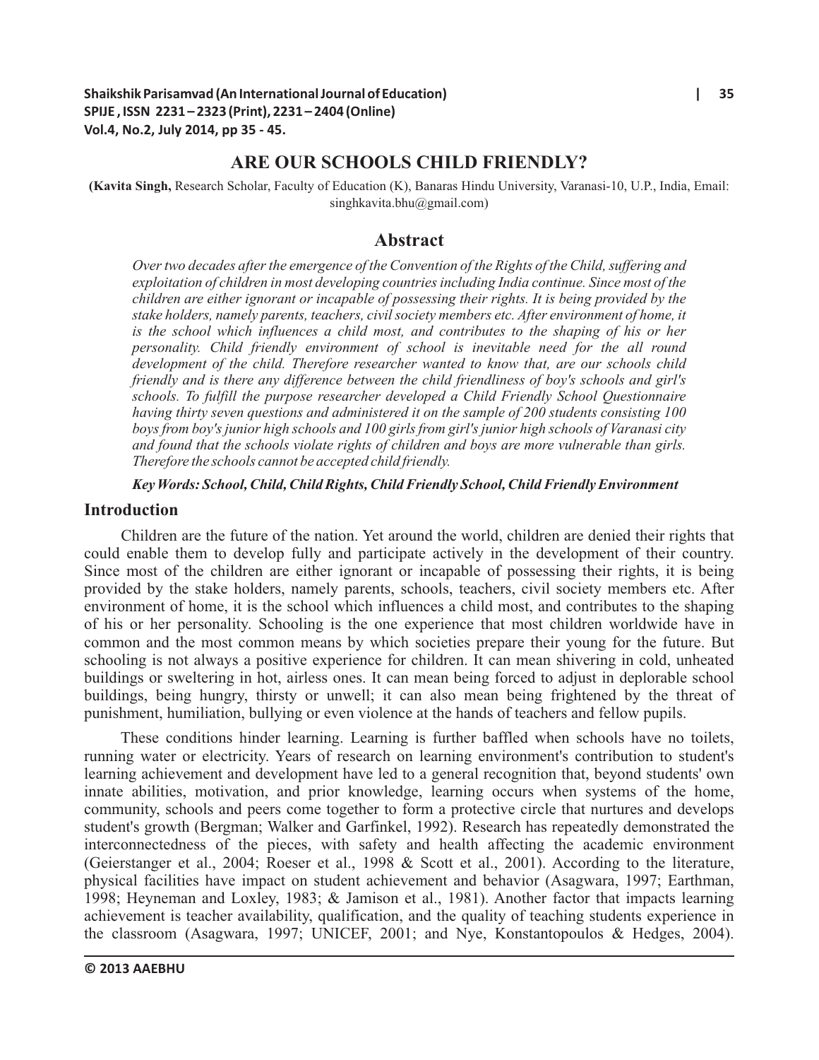# ARE OUR SCHOOLS CHILD FRIENDLY?

(**Kavita Singh,** Research Scholar, Faculty of Education (K), Banaras Hindu University, Varanasi-10, U.P., India, Email: singhkavita.bhu@gmail.com)

## Abstract

*Over two decades after the emergence of the Convention of the Rights of the Child, suffering and exploitation of children in most developing countries including India continue. Since most of the children are either ignorant or incapable of possessing their rights. It is being provided by the stake holders, namely parents, teachers, civil society members etc. After environment of home, it is the school which influences a child most, and contributes to the shaping of his or her personality. Child friendly environment of school is inevitable need for the all round development of the child. Therefore researcher wanted to know that, are our schools child friendly and is there any difference between the child friendliness of boy's schools and girl's schools. To fulfill the purpose researcher developed a Child Friendly School Questionnaire having thirty seven questions and administered it on the sample of 200 students consisting 100 boys from boy's junior high schools and 100 girls from girl's junior high schools of Varanasi city and found that the schools violate rights of children and boys are more vulnerable than girls. Therefore the schools cannot be accepted child friendly.*

***Key Words: School, Child, Child Rights, Child Friendly School, Child Friendly Environment***

## Introduction

Children are the future of the nation. Yet around the world, children are denied their rights that could enable them to develop fully and participate actively in the development of their country. Since most of the children are either ignorant or incapable of possessing their rights, it is being provided by the stake holders, namely parents, schools, teachers, civil society members etc. After environment of home, it is the school which influences a child most, and contributes to the shaping of his or her personality. Schooling is the one experience that most children worldwide have in common and the most common means by which societies prepare their young for the future. But schooling is not always a positive experience for children. It can mean shivering in cold, unheated buildings or sweltering in hot, airless ones. It can mean being forced to adjust in deplorable school buildings, being hungry, thirsty or unwell; it can also mean being frightened by the threat of punishment, humiliation, bullying or even violence at the hands of teachers and fellow pupils.

These conditions hinder learning. Learning is further baffled when schools have no toilets, running water or electricity. Years of research on learning environment's contribution to student's learning achievement and development have led to a general recognition that, beyond students' own innate abilities, motivation, and prior knowledge, learning occurs when systems of the home, community, schools and peers come together to form a protective circle that nurtures and develops student's growth (Bergman; Walker and Garfinkel, 1992). Research has repeatedly demonstrated the interconnectedness of the pieces, with safety and health affecting the academic environment (Geierstanger et al., 2004; Roeser et al., 1998 & Scott et al., 2001). According to the literature, physical facilities have impact on student achievement and behavior (Asagwara, 1997; Earthman, 1998; Heyneman and Loxley, 1983; & Jamison et al., 1981). Another factor that impacts learning achievement is teacher availability, qualification, and the quality of teaching students experience in the classroom (Asagwara, 1997; UNICEF, 2001; and Nye, Konstantopoulos & Hedges, 2004).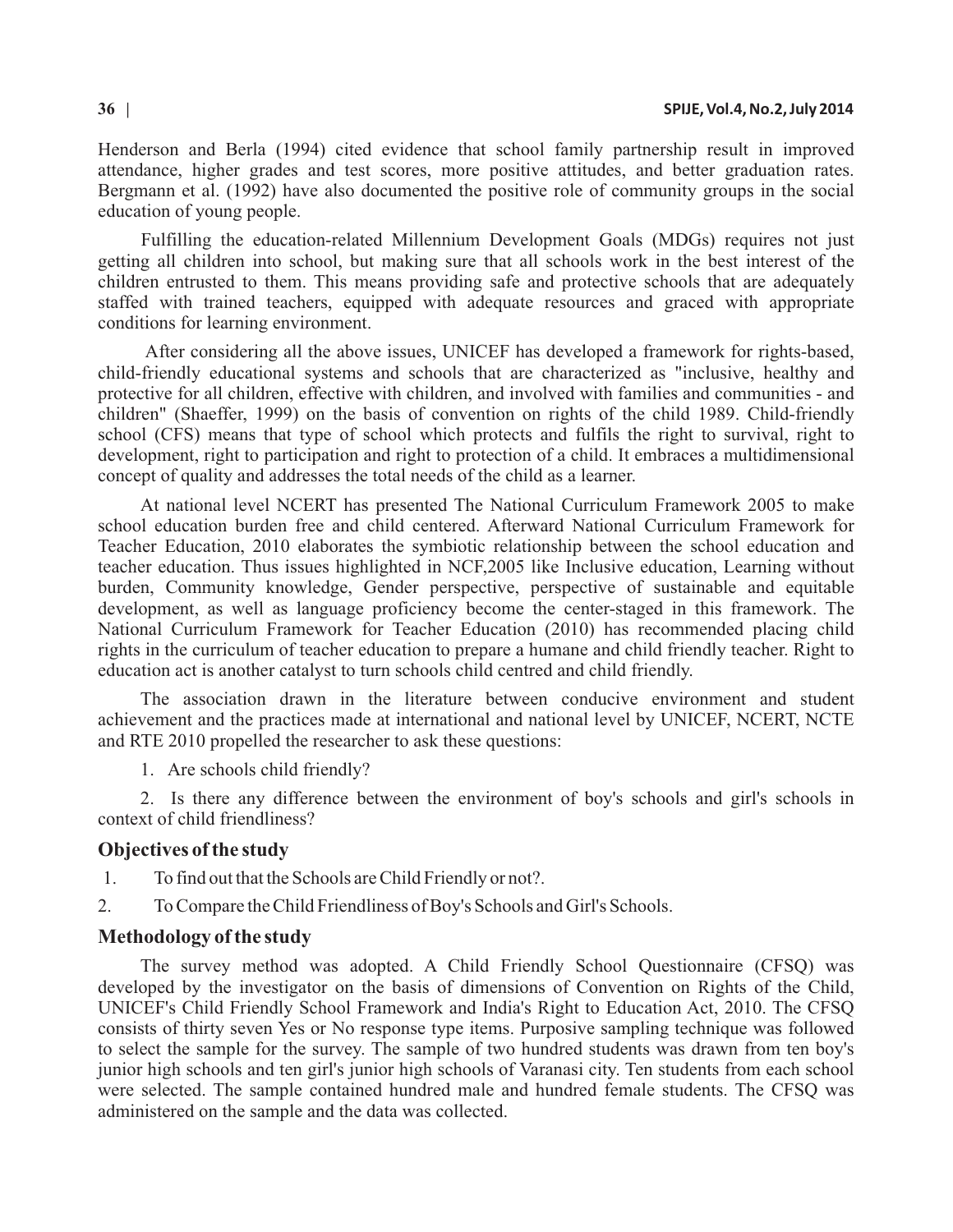Henderson and Berla (1994) cited evidence that school family partnership result in improved attendance, higher grades and test scores, more positive attitudes, and better graduation rates. Bergmann et al. (1992) have also documented the positive role of community groups in the social education of young people.

Fulfilling the education-related Millennium Development Goals (MDGs) requires not just getting all children into school, but making sure that all schools work in the best interest of the children entrusted to them. This means providing safe and protective schools that are adequately staffed with trained teachers, equipped with adequate resources and graced with appropriate conditions for learning environment.

After considering all the above issues, UNICEF has developed a framework for rights-based, child-friendly educational systems and schools that are characterized as "inclusive, healthy and protective for all children, effective with children, and involved with families and communities - and children" (Shaeffer, 1999) on the basis of convention on rights of the child 1989. Child-friendly school (CFS) means that type of school which protects and fulfils the right to survival, right to development, right to participation and right to protection of a child. It embraces a multidimensional concept of quality and addresses the total needs of the child as a learner.

At national level NCERT has presented The National Curriculum Framework 2005 to make school education burden free and child centered. Afterward National Curriculum Framework for Teacher Education, 2010 elaborates the symbiotic relationship between the school education and teacher education. Thus issues highlighted in NCF,2005 like Inclusive education, Learning without burden, Community knowledge, Gender perspective, perspective of sustainable and equitable development, as well as language proficiency become the center-staged in this framework. The National Curriculum Framework for Teacher Education (2010) has recommended placing child rights in the curriculum of teacher education to prepare a humane and child friendly teacher. Right to education act is another catalyst to turn schools child centred and child friendly.

The association drawn in the literature between conducive environment and student achievement and the practices made at international and national level by UNICEF, NCERT, NCTE and RTE 2010 propelled the researcher to ask these questions:

1. Are schools child friendly?

2. Is there any difference between the environment of boy's schools and girl's schools in context of child friendliness?

## Objectives of the study

1. To find out that the Schools are Child Friendly or not?.
2. To Compare the Child Friendliness of Boy's Schools and Girl's Schools.

## Methodology of the study

The survey method was adopted. A Child Friendly School Questionnaire (CFSQ) was developed by the investigator on the basis of dimensions of Convention on Rights of the Child, UNICEF's Child Friendly School Framework and India's Right to Education Act, 2010. The CFSQ consists of thirty seven Yes or No response type items. Purposive sampling technique was followed to select the sample for the survey. The sample of two hundred students was drawn from ten boy's junior high schools and ten girl's junior high schools of Varanasi city. Ten students from each school were selected. The sample contained hundred male and hundred female students. The CFSQ was administered on the sample and the data was collected.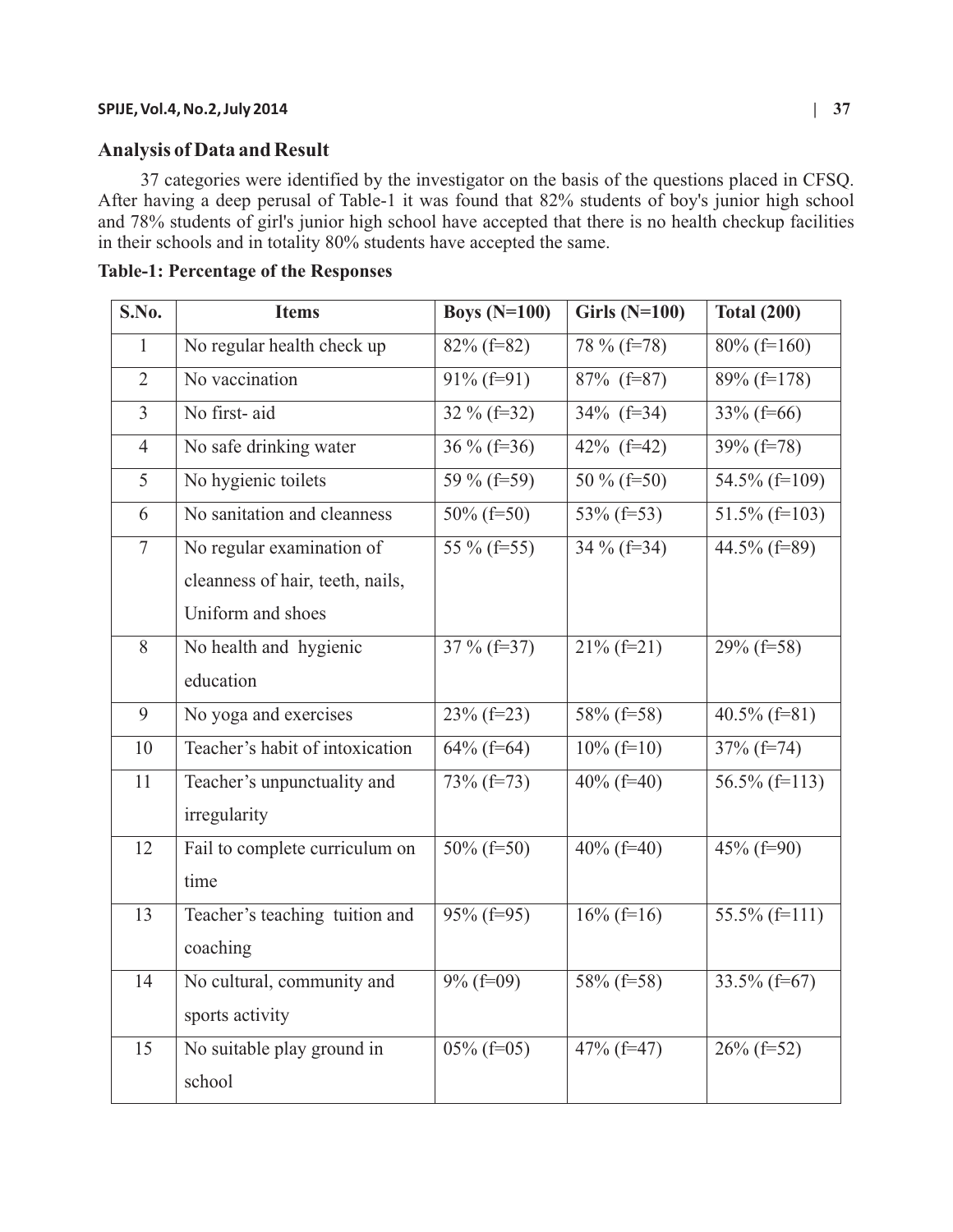## Analysis of Data and Result

37 categories were identified by the investigator on the basis of the questions placed in CFSQ. After having a deep perusal of Table-1 it was found that 82% students of boy's junior high school and 78% students of girl's junior high school have accepted that there is no health checkup facilities in their schools and in totality 80% students have accepted the same.

**Table-1: Percentage of the Responses**

| S.No. | Items | Boys (N=100) | Girls (N=100) | Total (200) |
|---|---|---|---|---|
| 1 | No regular health check up | 82% (f=82) | 78 % (f=78) | 80% (f=160) |
| 2 | No vaccination | 91% (f=91) | 87% (f=87) | 89% (f=178) |
| 3 | No first- aid | 32 % (f=32) | 34% (f=34) | 33% (f=66) |
| 4 | No safe drinking water | 36 % (f=36) | 42% (f=42) | 39% (f=78) |
| 5 | No hygienic toilets | 59 % (f=59) | 50 % (f=50) | 54.5% (f=109) |
| 6 | No sanitation and cleanness | 50% (f=50) | 53% (f=53) | 51.5% (f=103) |
| 7 | No regular examination of cleanness of hair, teeth, nails, Uniform and shoes | 55 % (f=55) | 34 % (f=34) | 44.5% (f=89) |
| 8 | No health and hygienic education | 37 % (f=37) | 21% (f=21) | 29% (f=58) |
| 9 | No yoga and exercises | 23% (f=23) | 58% (f=58) | 40.5% (f=81) |
| 10 | Teacher's habit of intoxication | 64% (f=64) | 10% (f=10) | 37% (f=74) |
| 11 | Teacher's unpunctuality and irregularity | 73% (f=73) | 40% (f=40) | 56.5% (f=113) |
| 12 | Fail to complete curriculum on time | 50% (f=50) | 40% (f=40) | 45% (f=90) |
| 13 | Teacher's teaching tuition and coaching | 95% (f=95) | 16% (f=16) | 55.5% (f=111) |
| 14 | No cultural, community and sports activity | 9% (f=09) | 58% (f=58) | 33.5% (f=67) |
| 15 | No suitable play ground in school | 05% (f=05) | 47% (f=47) | 26% (f=52) |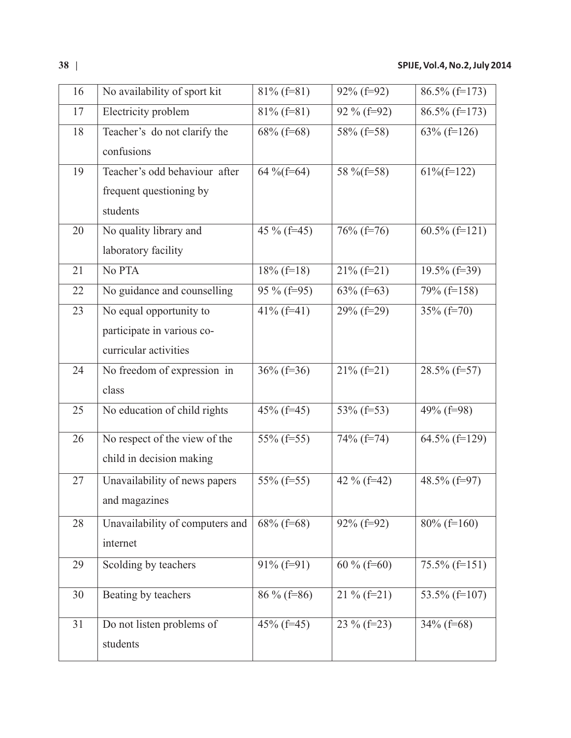| 16 | No availability of sport kit | 81% (f=81) | 92% (f=92) | 86.5% (f=173) |
|---|---|---|---|---|
| 17 | Electricity problem | 81% (f=81) | 92 % (f=92) | 86.5% (f=173) |
| 18 | Teacher's do not clarify the confusions | 68% (f=68) | 58% (f=58) | 63% (f=126) |
| 19 | Teacher's odd behaviour after frequent questioning by students | 64 %(f=64) | 58 %(f=58) | 61%(f=122) |
| 20 | No quality library and laboratory facility | 45 % (f=45) | 76% (f=76) | 60.5% (f=121) |
| 21 | No PTA | 18% (f=18) | 21% (f=21) | 19.5% (f=39) |
| 22 | No guidance and counselling | 95 % (f=95) | 63% (f=63) | 79% (f=158) |
| 23 | No equal opportunity to participate in various co-curricular activities | 41% (f=41) | 29% (f=29) | 35% (f=70) |
| 24 | No freedom of expression in class | 36% (f=36) | 21% (f=21) | 28.5% (f=57) |
| 25 | No education of child rights | 45% (f=45) | 53% (f=53) | 49% (f=98) |
| 26 | No respect of the view of the child in decision making | 55% (f=55) | 74% (f=74) | 64.5% (f=129) |
| 27 | Unavailability of news papers and magazines | 55% (f=55) | 42 % (f=42) | 48.5% (f=97) |
| 28 | Unavailability of computers and internet | 68% (f=68) | 92% (f=92) | 80% (f=160) |
| 29 | Scolding by teachers | 91% (f=91) | 60 % (f=60) | 75.5% (f=151) |
| 30 | Beating by teachers | 86 % (f=86) | 21 % (f=21) | 53.5% (f=107) |
| 31 | Do not listen problems of students | 45% (f=45) | 23 % (f=23) | 34% (f=68) |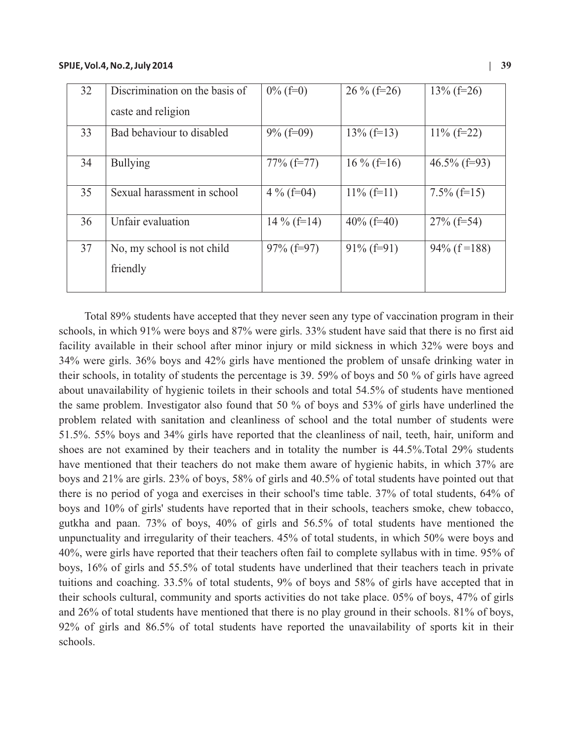| 32 | Discrimination on the basis of caste and religion | 0% (f=0) | 26 % (f=26) | 13% (f=26) |
|---|---|---|---|---|
| 33 | Bad behaviour to disabled | 9% (f=09) | 13% (f=13) | 11% (f=22) |
| 34 | Bullying | 77% (f=77) | 16 % (f=16) | 46.5% (f=93) |
| 35 | Sexual harassment in school | 4 % (f=04) | 11% (f=11) | 7.5% (f=15) |
| 36 | Unfair evaluation | 14 % (f=14) | 40% (f=40) | 27% (f=54) |
| 37 | No, my school is not child friendly | 97% (f=97) | 91% (f=91) | 94% (f =188) |

Total 89% students have accepted that they never seen any type of vaccination program in their schools, in which 91% were boys and 87% were girls. 33% student have said that there is no first aid facility available in their school after minor injury or mild sickness in which 32% were boys and 34% were girls. 36% boys and 42% girls have mentioned the problem of unsafe drinking water in their schools, in totality of students the percentage is 39. 59% of boys and 50 % of girls have agreed about unavailability of hygienic toilets in their schools and total 54.5% of students have mentioned the same problem. Investigator also found that 50 % of boys and 53% of girls have underlined the problem related with sanitation and cleanliness of school and the total number of students were 51.5%. 55% boys and 34% girls have reported that the cleanliness of nail, teeth, hair, uniform and shoes are not examined by their teachers and in totality the number is 44.5%.Total 29% students have mentioned that their teachers do not make them aware of hygienic habits, in which 37% are boys and 21% are girls. 23% of boys, 58% of girls and 40.5% of total students have pointed out that there is no period of yoga and exercises in their school's time table. 37% of total students, 64% of boys and 10% of girls' students have reported that in their schools, teachers smoke, chew tobacco, gutkha and paan. 73% of boys, 40% of girls and 56.5% of total students have mentioned the unpunctuality and irregularity of their teachers. 45% of total students, in which 50% were boys and 40%, were girls have reported that their teachers often fail to complete syllabus with in time. 95% of boys, 16% of girls and 55.5% of total students have underlined that their teachers teach in private tuitions and coaching. 33.5% of total students, 9% of boys and 58% of girls have accepted that in their schools cultural, community and sports activities do not take place. 05% of boys, 47% of girls and 26% of total students have mentioned that there is no play ground in their schools. 81% of boys, 92% of girls and 86.5% of total students have reported the unavailability of sports kit in their schools.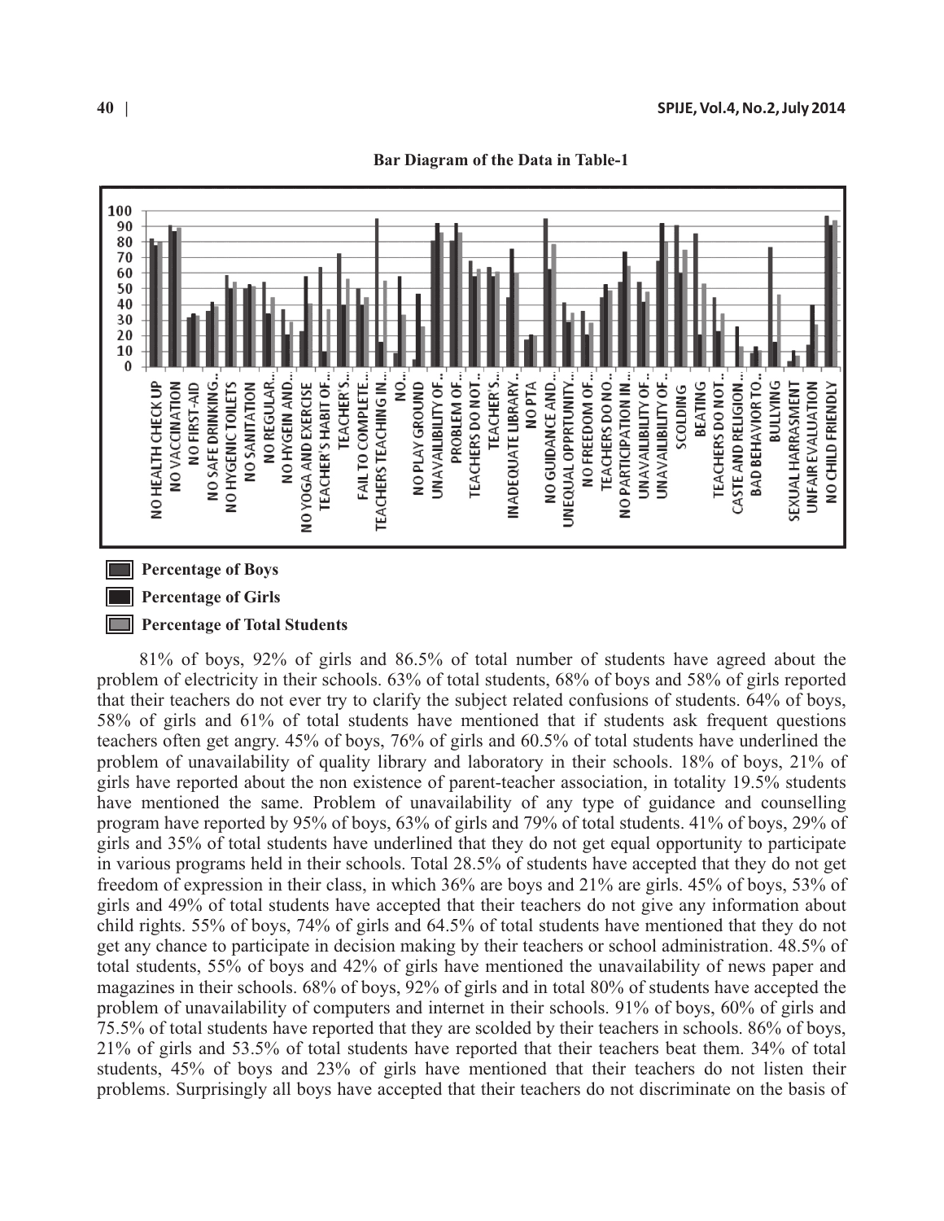**Bar Diagram of the Data in Table-1**

Percentage of Boys

Percentage of Girls

Percentage of Total Students

81% of boys, 92% of girls and 86.5% of total number of students have agreed about the problem of electricity in their schools. 63% of total students, 68% of boys and 58% of girls reported that their teachers do not ever try to clarify the subject related confusions of students. 64% of boys, 58% of girls and 61% of total students have mentioned that if students ask frequent questions teachers often get angry. 45% of boys, 76% of girls and 60.5% of total students have underlined the problem of unavailability of quality library and laboratory in their schools. 18% of boys, 21% of girls have reported about the non existence of parent-teacher association, in totality 19.5% students have mentioned the same. Problem of unavailability of any type of guidance and counselling program have reported by 95% of boys, 63% of girls and 79% of total students. 41% of boys, 29% of girls and 35% of total students have underlined that they do not get equal opportunity to participate in various programs held in their schools. Total 28.5% of students have accepted that they do not get freedom of expression in their class, in which 36% are boys and 21% are girls. 45% of boys, 53% of girls and 49% of total students have accepted that their teachers do not give any information about child rights. 55% of boys, 74% of girls and 64.5% of total students have mentioned that they do not get any chance to participate in decision making by their teachers or school administration. 48.5% of total students, 55% of boys and 42% of girls have mentioned the unavailability of news paper and magazines in their schools. 68% of boys, 92% of girls and in total 80% of students have accepted the problem of unavailability of computers and internet in their schools. 91% of boys, 60% of girls and 75.5% of total students have reported that they are scolded by their teachers in schools. 86% of boys, 21% of girls and 53.5% of total students have reported that their teachers beat them. 34% of total students, 45% of boys and 23% of girls have mentioned that their teachers do not listen their problems. Surprisingly all boys have accepted that their teachers do not discriminate on the basis of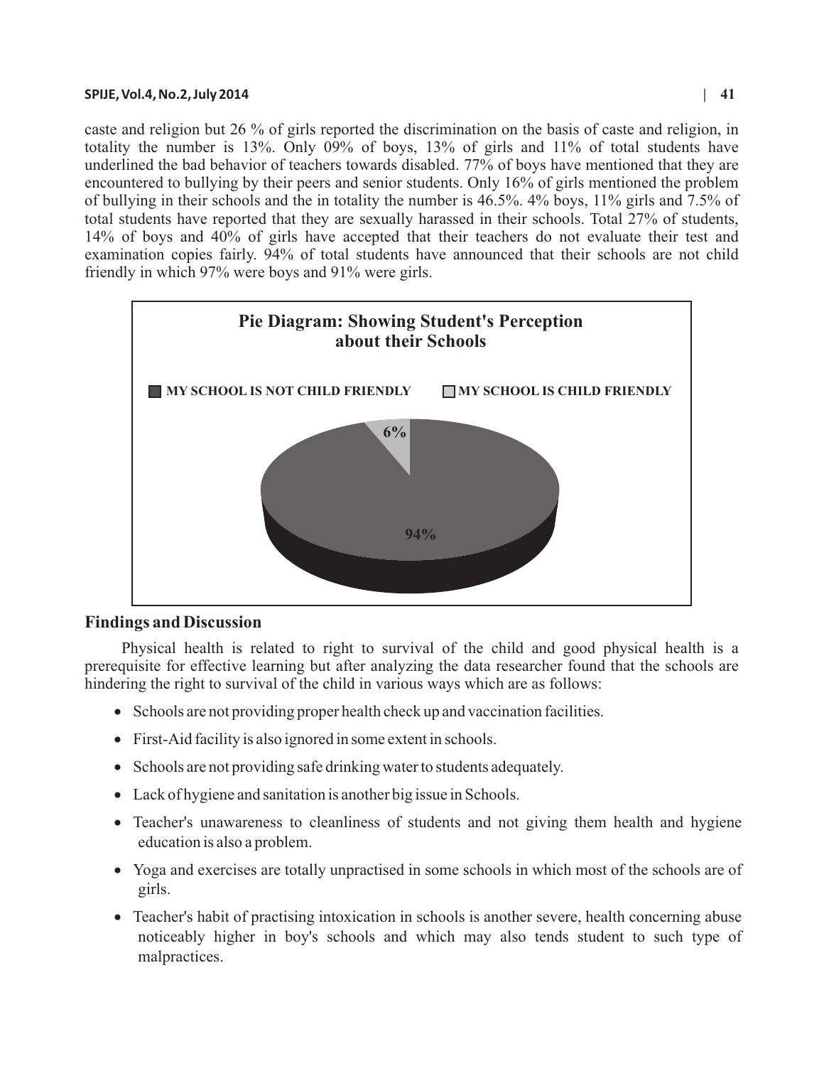caste and religion but 26 % of girls reported the discrimination on the basis of caste and religion, in totality the number is 13%. Only 09% of boys, 13% of girls and 11% of total students have underlined the bad behavior of teachers towards disabled. 77% of boys have mentioned that they are encountered to bullying by their peers and senior students. Only 16% of girls mentioned the problem of bullying in their schools and the in totality the number is 46.5%. 4% boys, 11% girls and 7.5% of total students have reported that they are sexually harassed in their schools. Total 27% of students, 14% of boys and 40% of girls have accepted that their teachers do not evaluate their test and examination copies fairly. 94% of total students have announced that their schools are not child friendly in which 97% were boys and 91% were girls.

**Pie Diagram: Showing Student's Perception about their Schools**

MY SCHOOL IS NOT CHILD FRIENDLY: 94%

MY SCHOOL IS CHILD FRIENDLY: 6%

## Findings and Discussion

Physical health is related to right to survival of the child and good physical health is a prerequisite for effective learning but after analyzing the data researcher found that the schools are hindering the right to survival of the child in various ways which are as follows:

- Schools are not providing proper health check up and vaccination facilities.
- First-Aid facility is also ignored in some extent in schools.
- Schools are not providing safe drinking water to students adequately.
- Lack of hygiene and sanitation is another big issue in Schools.
- Teacher's unawareness to cleanliness of students and not giving them health and hygiene education is also a problem.
- Yoga and exercises are totally unpractised in some schools in which most of the schools are of girls.
- Teacher's habit of practising intoxication in schools is another severe, health concerning abuse noticeably higher in boy's schools and which may also tends student to such type of malpractices.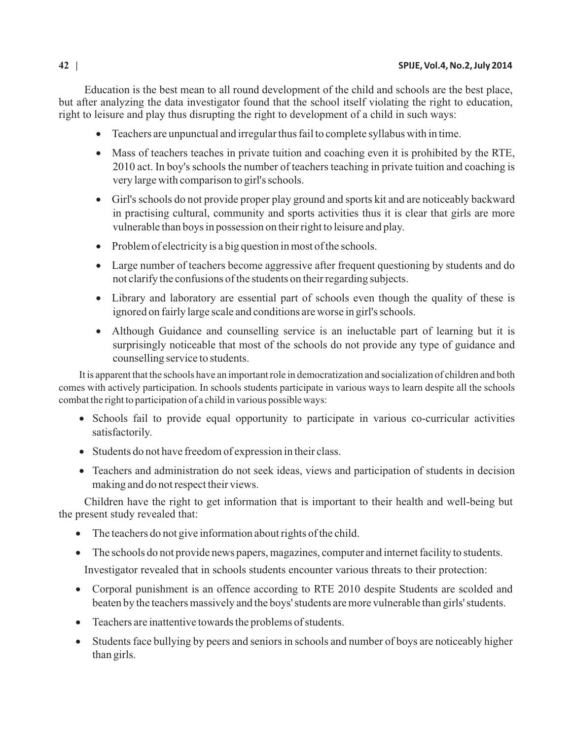Education is the best mean to all round development of the child and schools are the best place, but after analyzing the data investigator found that the school itself violating the right to education, right to leisure and play thus disrupting the right to development of a child in such ways:

- Teachers are unpunctual and irregular thus fail to complete syllabus with in time.
- Mass of teachers teaches in private tuition and coaching even it is prohibited by the RTE, 2010 act. In boy's schools the number of teachers teaching in private tuition and coaching is very large with comparison to girl's schools.
- Girl's schools do not provide proper play ground and sports kit and are noticeably backward in practising cultural, community and sports activities thus it is clear that girls are more vulnerable than boys in possession on their right to leisure and play.
- Problem of electricity is a big question in most of the schools.
- Large number of teachers become aggressive after frequent questioning by students and do not clarify the confusions of the students on their regarding subjects.
- Library and laboratory are essential part of schools even though the quality of these is ignored on fairly large scale and conditions are worse in girl's schools.
- Although Guidance and counselling service is an ineluctable part of learning but it is surprisingly noticeable that most of the schools do not provide any type of guidance and counselling service to students.

It is apparent that the schools have an important role in democratization and socialization of children and both comes with actively participation. In schools students participate in various ways to learn despite all the schools combat the right to participation of a child in various possible ways:

- Schools fail to provide equal opportunity to participate in various co-curricular activities satisfactorily.
- Students do not have freedom of expression in their class.
- Teachers and administration do not seek ideas, views and participation of students in decision making and do not respect their views.

Children have the right to get information that is important to their health and well-being but the present study revealed that:

- The teachers do not give information about rights of the child.
- The schools do not provide news papers, magazines, computer and internet facility to students.

Investigator revealed that in schools students encounter various threats to their protection:

- Corporal punishment is an offence according to RTE 2010 despite Students are scolded and beaten by the teachers massively and the boys' students are more vulnerable than girls' students.
- Teachers are inattentive towards the problems of students.
- Students face bullying by peers and seniors in schools and number of boys are noticeably higher than girls.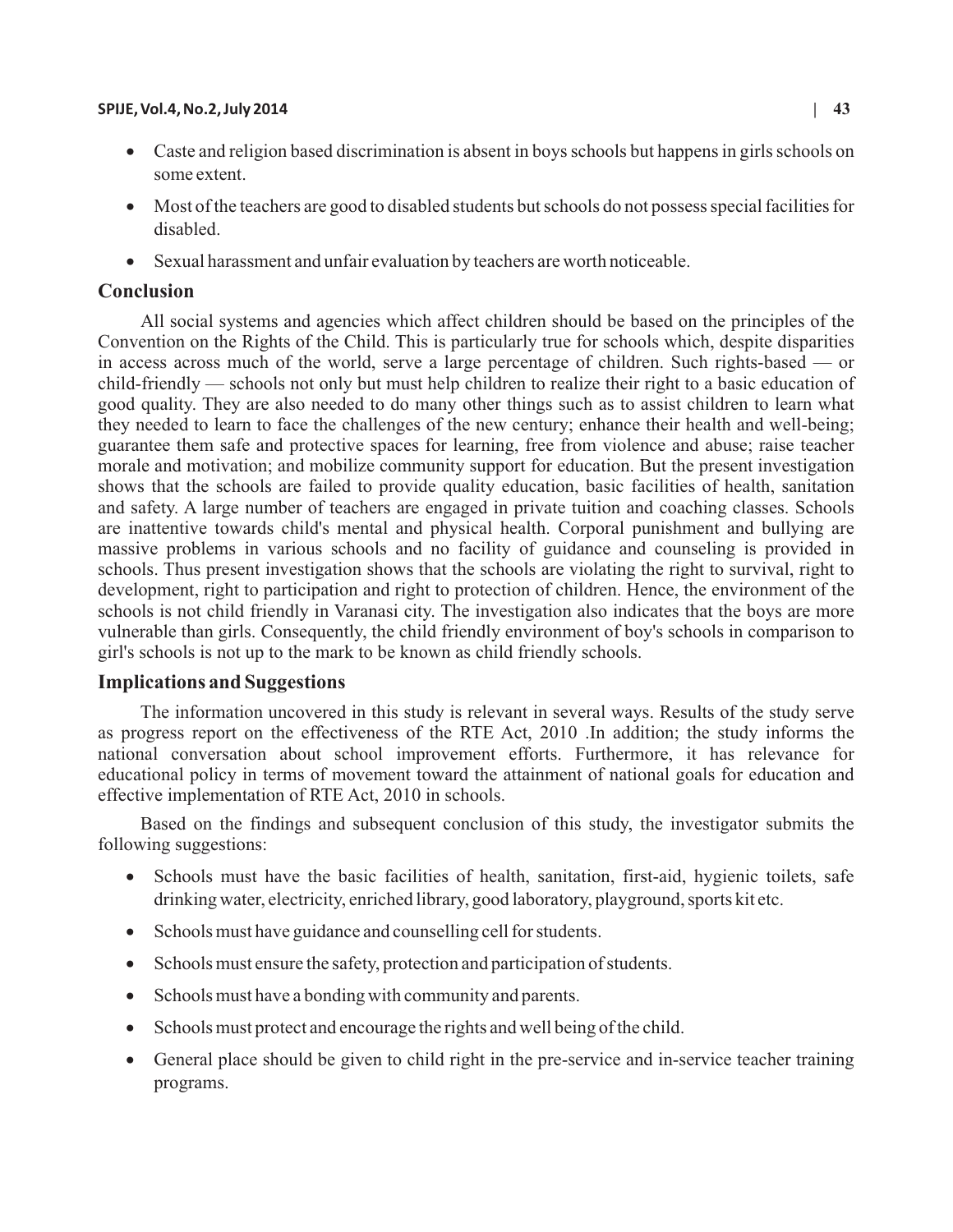- Caste and religion based discrimination is absent in boys schools but happens in girls schools on some extent.
- Most of the teachers are good to disabled students but schools do not possess special facilities for disabled.
- Sexual harassment and unfair evaluation by teachers are worth noticeable.

## Conclusion

All social systems and agencies which affect children should be based on the principles of the Convention on the Rights of the Child. This is particularly true for schools which, despite disparities in access across much of the world, serve a large percentage of children. Such rights-based — or child-friendly — schools not only but must help children to realize their right to a basic education of good quality. They are also needed to do many other things such as to assist children to learn what they needed to learn to face the challenges of the new century; enhance their health and well-being; guarantee them safe and protective spaces for learning, free from violence and abuse; raise teacher morale and motivation; and mobilize community support for education. But the present investigation shows that the schools are failed to provide quality education, basic facilities of health, sanitation and safety. A large number of teachers are engaged in private tuition and coaching classes. Schools are inattentive towards child's mental and physical health. Corporal punishment and bullying are massive problems in various schools and no facility of guidance and counseling is provided in schools. Thus present investigation shows that the schools are violating the right to survival, right to development, right to participation and right to protection of children. Hence, the environment of the schools is not child friendly in Varanasi city. The investigation also indicates that the boys are more vulnerable than girls. Consequently, the child friendly environment of boy's schools in comparison to girl's schools is not up to the mark to be known as child friendly schools.

## Implications and Suggestions

The information uncovered in this study is relevant in several ways. Results of the study serve as progress report on the effectiveness of the RTE Act, 2010 .In addition; the study informs the national conversation about school improvement efforts. Furthermore, it has relevance for educational policy in terms of movement toward the attainment of national goals for education and effective implementation of RTE Act, 2010 in schools.

Based on the findings and subsequent conclusion of this study, the investigator submits the following suggestions:

- Schools must have the basic facilities of health, sanitation, first-aid, hygienic toilets, safe drinking water, electricity, enriched library, good laboratory, playground, sports kit etc.
- Schools must have guidance and counselling cell for students.
- Schools must ensure the safety, protection and participation of students.
- Schools must have a bonding with community and parents.
- Schools must protect and encourage the rights and well being of the child.
- General place should be given to child right in the pre-service and in-service teacher training programs.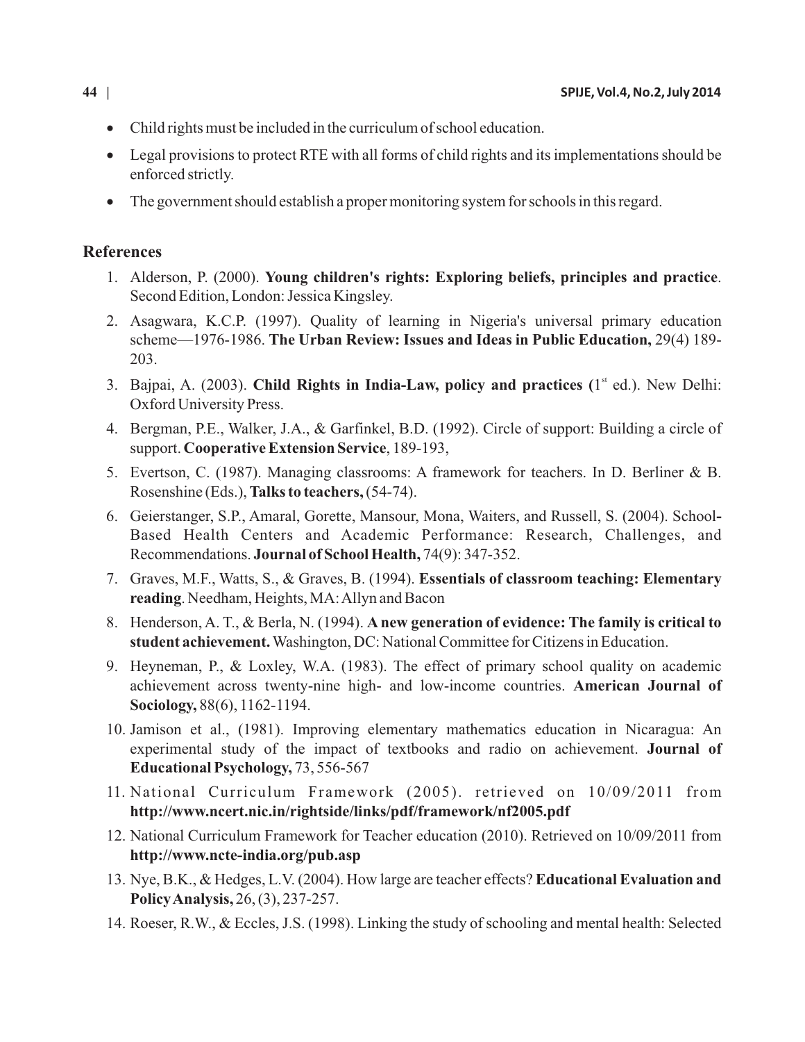- Child rights must be included in the curriculum of school education.
- Legal provisions to protect RTE with all forms of child rights and its implementations should be enforced strictly.
- The government should establish a proper monitoring system for schools in this regard.

## References

1. Alderson, P. (2000). **Young children's rights: Exploring beliefs, principles and practice**. Second Edition, London: Jessica Kingsley.
2. Asagwara, K.C.P. (1997). Quality of learning in Nigeria's universal primary education scheme—1976-1986. **The Urban Review: Issues and Ideas in Public Education,** 29(4) 189-203.
3. Bajpai, A. (2003). **Child Rights in India-Law, policy and practices (**1st ed.). New Delhi: Oxford University Press.
4. Bergman, P.E., Walker, J.A., & Garfinkel, B.D. (1992). Circle of support: Building a circle of support. **Cooperative Extension Service**, 189-193,
5. Evertson, C. (1987). Managing classrooms: A framework for teachers. In D. Berliner & B. Rosenshine (Eds.), **Talks to teachers,** (54-74).
6. Geierstanger, S.P., Amaral, Gorette, Mansour, Mona, Waiters, and Russell, S. (2004). School-Based Health Centers and Academic Performance: Research, Challenges, and Recommendations. **Journal of School Health,** 74(9): 347-352.
7. Graves, M.F., Watts, S., & Graves, B. (1994). **Essentials of classroom teaching: Elementary reading**. Needham, Heights, MA: Allyn and Bacon
8. Henderson, A. T., & Berla, N. (1994). **A new generation of evidence: The family is critical to student achievement.** Washington, DC: National Committee for Citizens in Education.
9. Heyneman, P., & Loxley, W.A. (1983). The effect of primary school quality on academic achievement across twenty-nine high- and low-income countries. **American Journal of Sociology,** 88(6), 1162-1194.
10. Jamison et al., (1981). Improving elementary mathematics education in Nicaragua: An experimental study of the impact of textbooks and radio on achievement. **Journal of Educational Psychology,** 73, 556-567
11. National Curriculum Framework (2005). retrieved on 10/09/2011 from **http://www.ncert.nic.in/rightside/links/pdf/framework/nf2005.pdf**
12. National Curriculum Framework for Teacher education (2010). Retrieved on 10/09/2011 from **http://www.ncte-india.org/pub.asp**
13. Nye, B.K., & Hedges, L.V. (2004). How large are teacher effects? **Educational Evaluation and Policy Analysis,** 26, (3), 237-257.
14. Roeser, R.W., & Eccles, J.S. (1998). Linking the study of schooling and mental health: Selected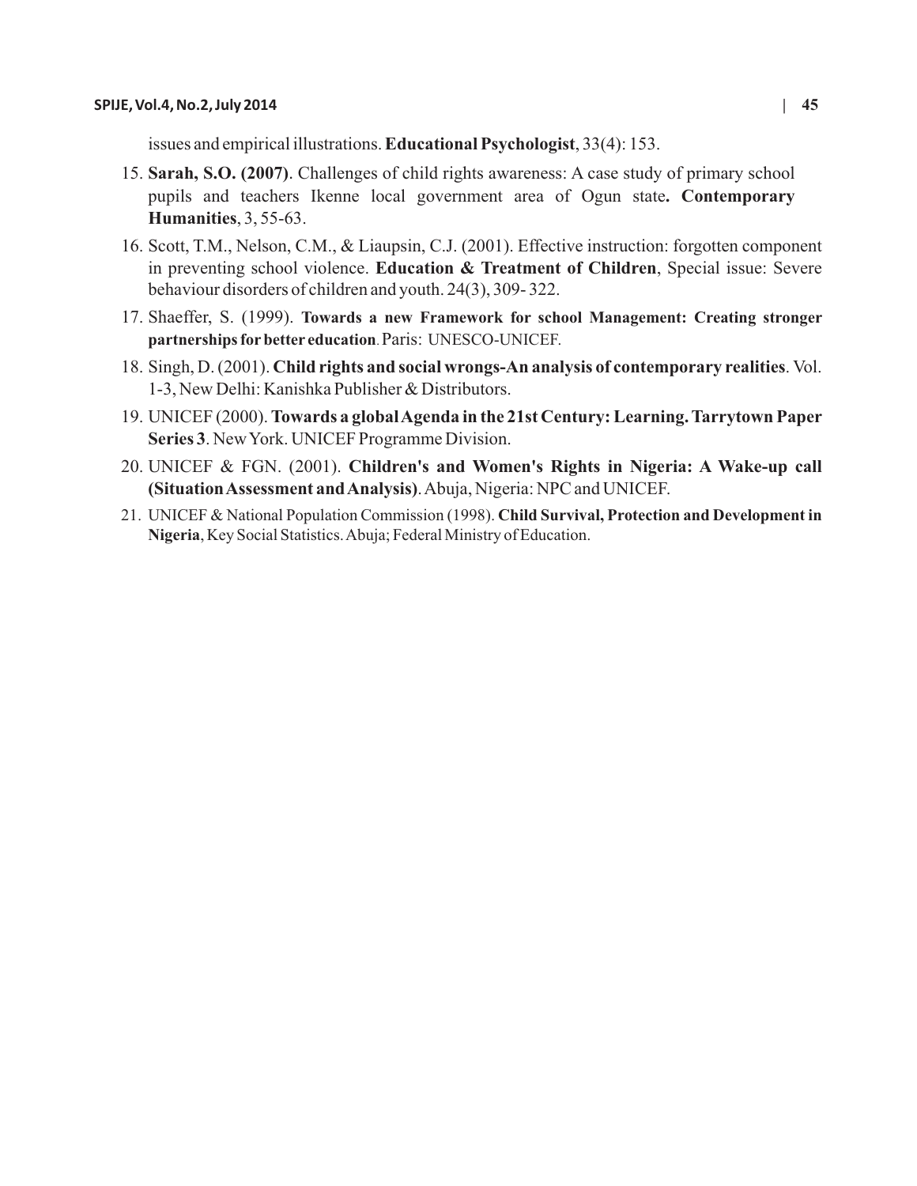issues and empirical illustrations. **Educational Psychologist**, 33(4): 153.

15. **Sarah, S.O. (2007)**. Challenges of child rights awareness: A case study of primary school pupils and teachers Ikenne local government area of Ogun state**. Contemporary Humanities**, 3, 55-63.
16. Scott, T.M., Nelson, C.M., & Liaupsin, C.J. (2001). Effective instruction: forgotten component in preventing school violence. **Education & Treatment of Children**, Special issue: Severe behaviour disorders of children and youth. 24(3), 309- 322.
17. Shaeffer, S. (1999). **Towards a new Framework for school Management: Creating stronger partnerships for better education**. Paris: UNESCO-UNICEF.
18. Singh, D. (2001). **Child rights and social wrongs-An analysis of contemporary realities**. Vol. 1-3, New Delhi: Kanishka Publisher & Distributors.
19. UNICEF (2000). **Towards a global Agenda in the 21st Century: Learning. Tarrytown Paper Series 3**. New York. UNICEF Programme Division.
20. UNICEF & FGN. (2001). **Children's and Women's Rights in Nigeria: A Wake-up call (Situation Assessment and Analysis)**. Abuja, Nigeria: NPC and UNICEF.
21. UNICEF & National Population Commission (1998). **Child Survival, Protection and Development in Nigeria**, Key Social Statistics. Abuja; Federal Ministry of Education.